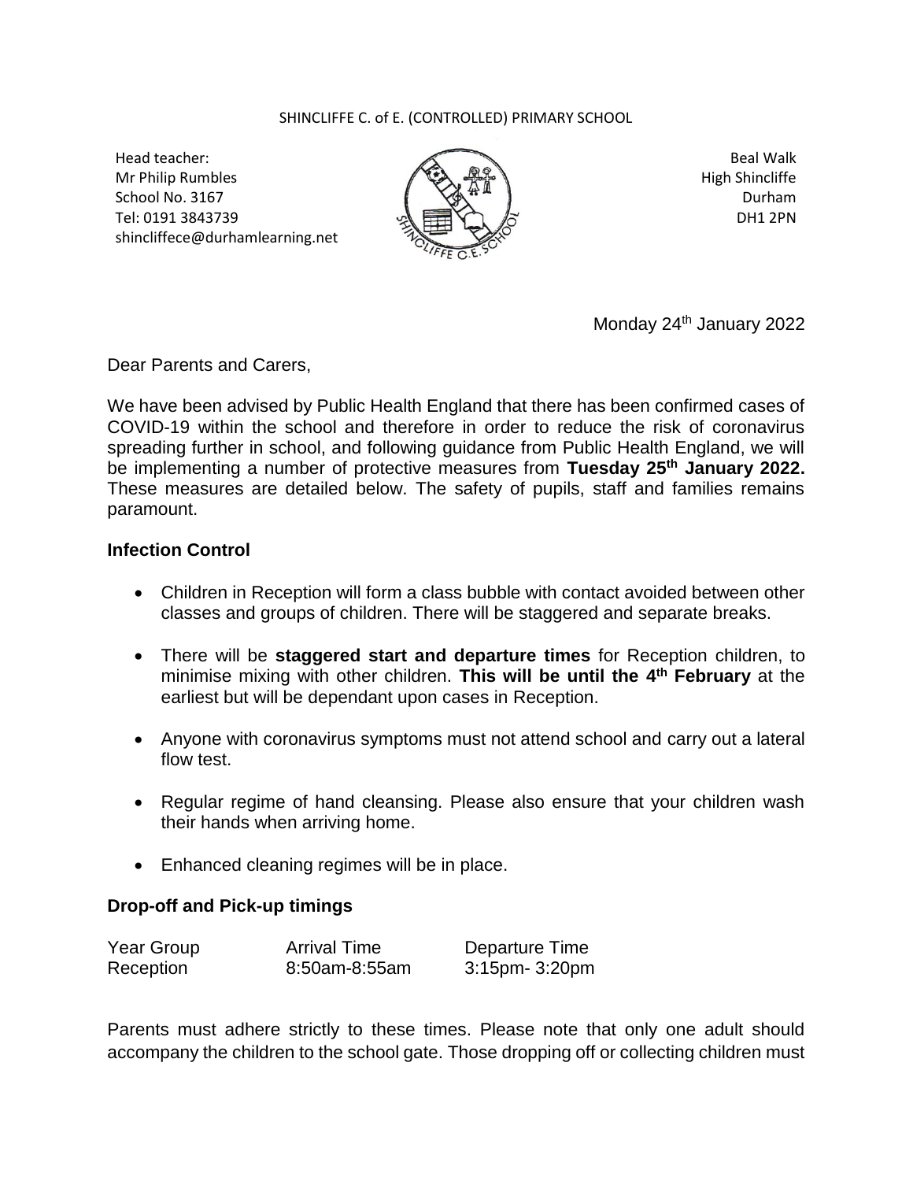SHINCLIFFE C. of E. (CONTROLLED) PRIMARY SCHOOL

Head teacher:
Mr Philip Rumbles
School No. 3167
Tel: 0191 3843739
shincliffece@durhamlearning.net

Beal Walk
High Shincliffe
Durham
DH1 2PN

Monday 24th January 2022

Dear Parents and Carers,

We have been advised by Public Health England that there has been confirmed cases of COVID-19 within the school and therefore in order to reduce the risk of coronavirus spreading further in school, and following guidance from Public Health England, we will be implementing a number of protective measures from **Tuesday 25th January 2022.** These measures are detailed below. The safety of pupils, staff and families remains paramount.

### Infection Control

- Children in Reception will form a class bubble with contact avoided between other classes and groups of children. There will be staggered and separate breaks.
- There will be **staggered start and departure times** for Reception children, to minimise mixing with other children. **This will be until the 4th February** at the earliest but will be dependant upon cases in Reception.
- Anyone with coronavirus symptoms must not attend school and carry out a lateral flow test.
- Regular regime of hand cleansing. Please also ensure that your children wash their hands when arriving home.
- Enhanced cleaning regimes will be in place.

### Drop-off and Pick-up timings

| Year Group | Arrival Time | Departure Time |
|---|---|---|
| Reception | 8:50am-8:55am | 3:15pm- 3:20pm |

Parents must adhere strictly to these times. Please note that only one adult should accompany the children to the school gate. Those dropping off or collecting children must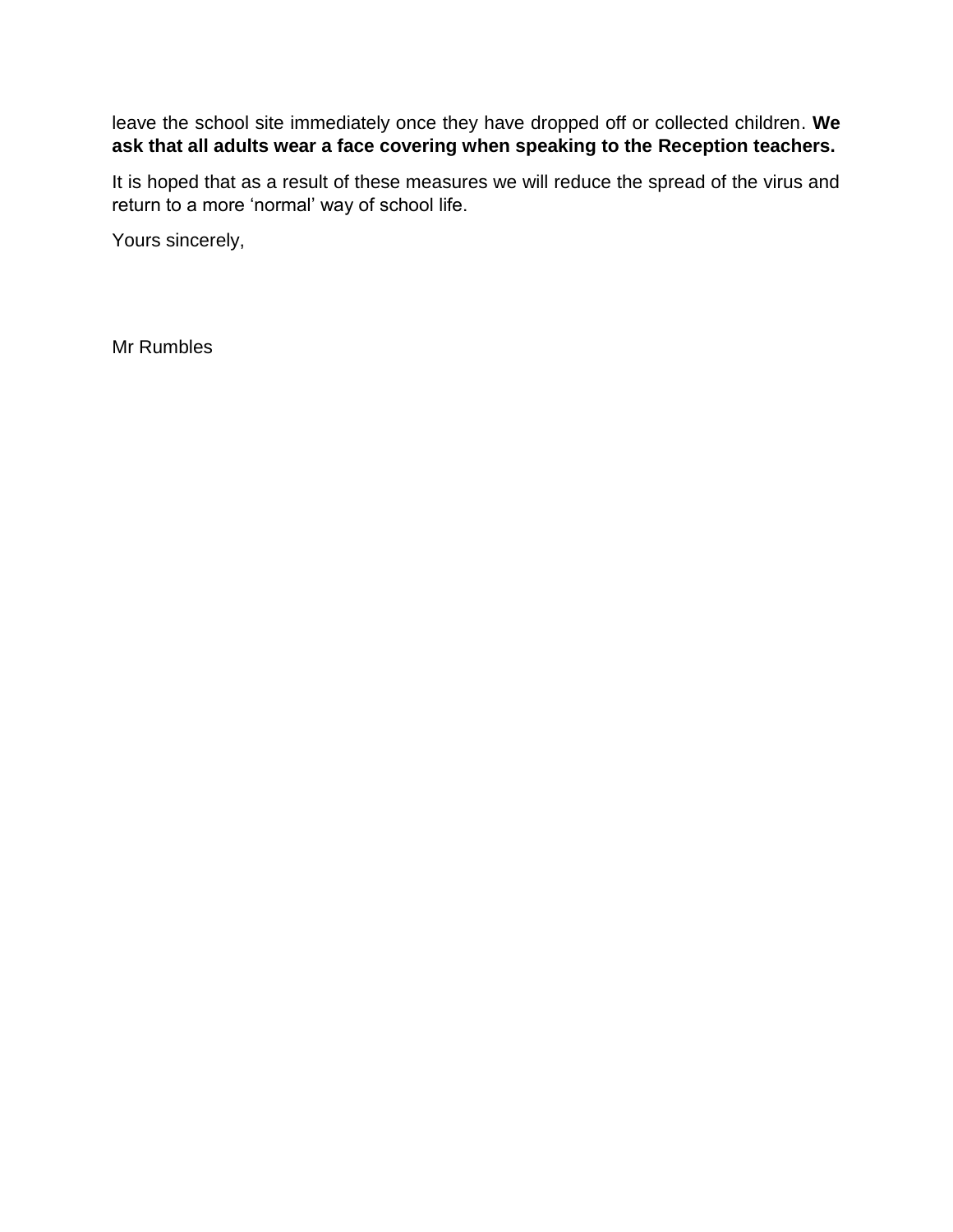leave the school site immediately once they have dropped off or collected children. **We ask that all adults wear a face covering when speaking to the Reception teachers.**

It is hoped that as a result of these measures we will reduce the spread of the virus and return to a more 'normal' way of school life.

Yours sincerely,

Mr Rumbles